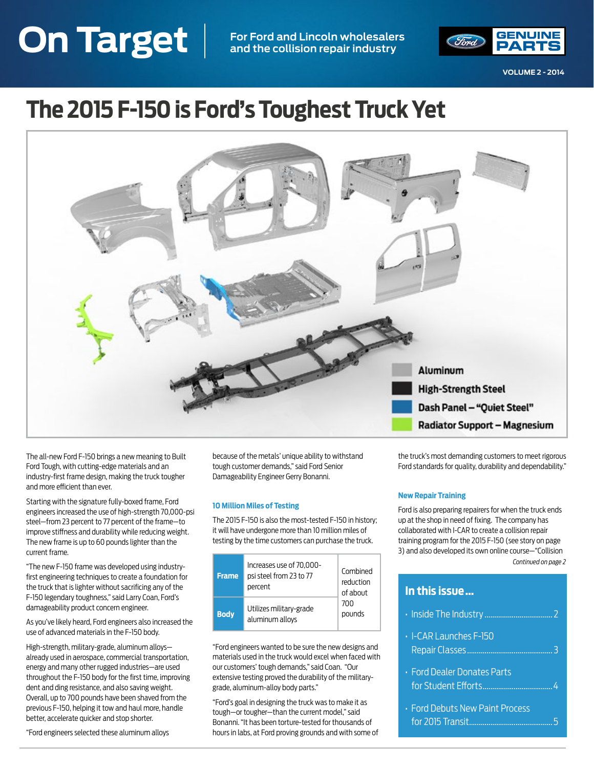# On Target

For Ford and Lincoln wholesalers and the collision repair industry

GENUINE PARTS

VOLUME 2 - 2014

# The 2015 F-150 is Ford's Toughest Truck Yet

Aluminum

High-Strength Steel

Dash Panel – "Quiet Steel"

Radiator Support – Magnesium

The all-new Ford F-150 brings a new meaning to Built Ford Tough, with cutting-edge materials and an industry-first frame design, making the truck tougher and more efficient than ever.

Starting with the signature fully-boxed frame, Ford engineers increased the use of high-strength 70,000-psi steel—from 23 percent to 77 percent of the frame—to improve stiffness and durability while reducing weight. The new frame is up to 60 pounds lighter than the current frame.

"The new F-150 frame was developed using industry-first engineering techniques to create a foundation for the truck that is lighter without sacrificing any of the F-150 legendary toughness," said Larry Coan, Ford's damageability product concern engineer.

As you've likely heard, Ford engineers also increased the use of advanced materials in the F-150 body.

High-strength, military-grade, aluminum alloys—already used in aerospace, commercial transportation, energy and many other rugged industries—are used throughout the F-150 body for the first time, improving dent and ding resistance, and also saving weight. Overall, up to 700 pounds have been shaved from the previous F-150, helping it tow and haul more, handle better, accelerate quicker and stop shorter.

"Ford engineers selected these aluminum alloys because of the metals' unique ability to withstand tough customer demands," said Ford Senior Damageability Engineer Gerry Bonanni.

### 10 Million Miles of Testing

The 2015 F-150 is also the most-tested F-150 in history; it will have undergone more than 10 million miles of testing by the time customers can purchase the truck.

| | | |
|---|---|---|
| **Frame** | Increases use of 70,000-psi steel from 23 to 77 percent | Combined reduction of about 700 pounds |
| **Body** | Utilizes military-grade aluminum alloys | |

"Ford engineers wanted to be sure the new designs and materials used in the truck would excel when faced with our customers' tough demands," said Coan. "Our extensive testing proved the durability of the military-grade, aluminum-alloy body parts."

"Ford's goal in designing the truck was to make it as tough—or tougher—than the current model," said Bonanni. "It has been torture-tested for thousands of hours in labs, at Ford proving grounds and with some of the truck's most demanding customers to meet rigorous Ford standards for quality, durability and dependability."

### New Repair Training

Ford is also preparing repairers for when the truck ends up at the shop in need of fixing. The company has collaborated with I-CAR to create a collision repair training program for the 2015 F-150 (see story on page 3) and also developed its own online course—"Collision

*Continued on page 2*

## In this issue ...

- Inside The Industry ........ 2
- I-CAR Launches F-150 Repair Classes ........ 3
- Ford Dealer Donates Parts for Student Efforts ........ 4
- Ford Debuts New Paint Process for 2015 Transit ........ 5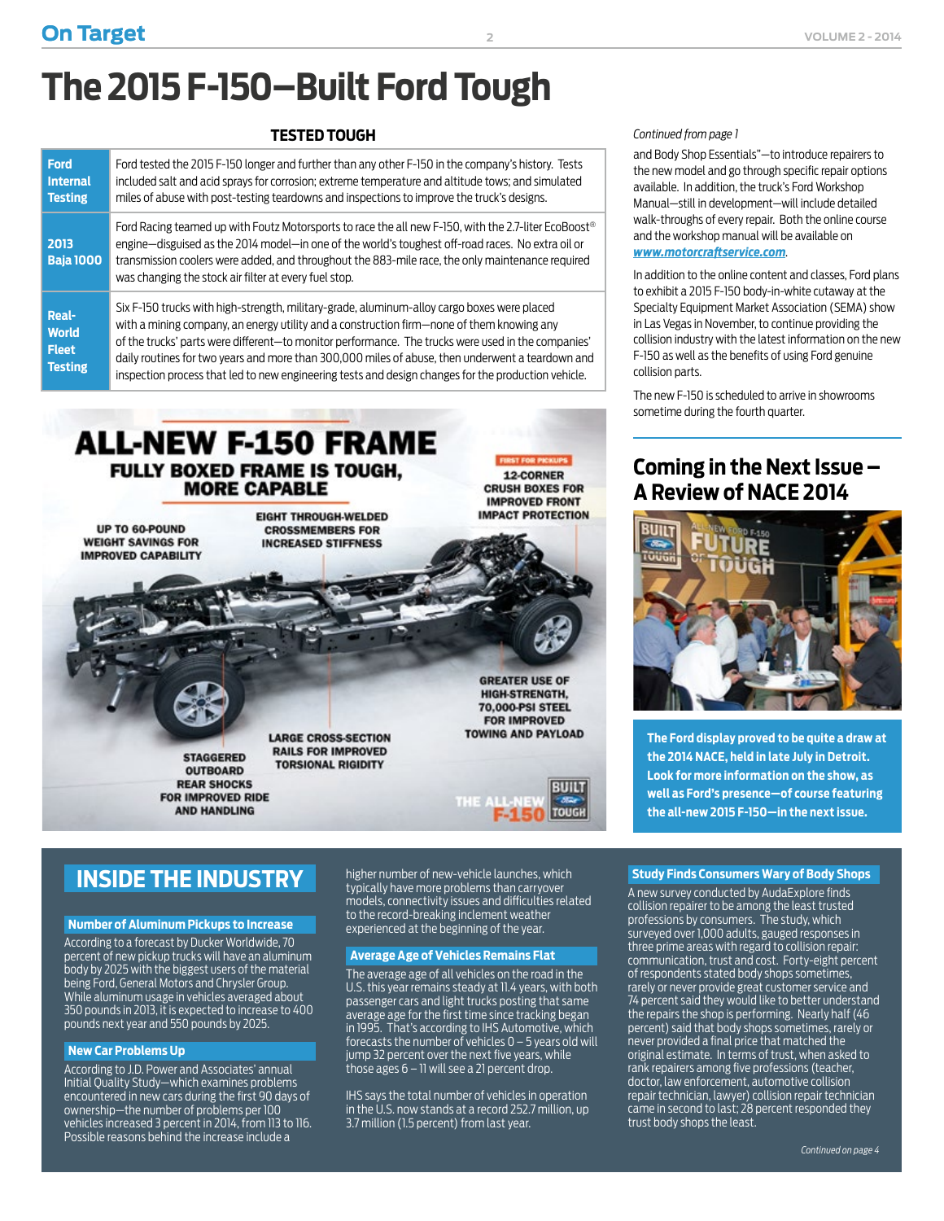# The 2015 F-150—Built Ford Tough

### TESTED TOUGH

| | |
|---|---|
| **Ford Internal Testing** | Ford tested the 2015 F-150 longer and further than any other F-150 in the company's history. Tests included salt and acid sprays for corrosion; extreme temperature and altitude tows; and simulated miles of abuse with post-testing teardowns and inspections to improve the truck's designs. |
| **2013 Baja 1000** | Ford Racing teamed up with Foutz Motorsports to race the all new F-150, with the 2.7-liter EcoBoost® engine—disguised as the 2014 model—in one of the world's toughest off-road races. No extra oil or transmission coolers were added, and throughout the 883-mile race, the only maintenance required was changing the stock air filter at every fuel stop. |
| **Real-World Fleet Testing** | Six F-150 trucks with high-strength, military-grade, aluminum-alloy cargo boxes were placed with a mining company, an energy utility and a construction firm—none of them knowing any of the trucks' parts were different—to monitor performance. The trucks were used in the companies' daily routines for two years and more than 300,000 miles of abuse, then underwent a teardown and inspection process that led to new engineering tests and design changes for the production vehicle. |

**ALL-NEW F-150 FRAME**

**FULLY BOXED FRAME IS TOUGH, MORE CAPABLE**

- FIRST FOR PICKUPS: 12-CORNER CRUSH BOXES FOR IMPROVED FRONT IMPACT PROTECTION
- UP TO 60-POUND WEIGHT SAVINGS FOR IMPROVED CAPABILITY
- EIGHT THROUGH-WELDED CROSSMEMBERS FOR INCREASED STIFFNESS
- GREATER USE OF HIGH-STRENGTH, 70,000-PSI STEEL FOR IMPROVED TOWING AND PAYLOAD
- LARGE CROSS-SECTION RAILS FOR IMPROVED TORSIONAL RIGIDITY
- STAGGERED OUTBOARD REAR SHOCKS FOR IMPROVED RIDE AND HANDLING

THE ALL-NEW F-150 BUILT FORD TOUGH

*Continued from page 1*

and Body Shop Essentials"—to introduce repairers to the new model and go through specific repair options available. In addition, the truck's Ford Workshop Manual—still in development—will include detailed walk-throughs of every repair. Both the online course and the workshop manual will be available on ***www.motorcraftservice.com***.

In addition to the online content and classes, Ford plans to exhibit a 2015 F-150 body-in-white cutaway at the Specialty Equipment Market Association (SEMA) show in Las Vegas in November, to continue providing the collision industry with the latest information on the new F-150 as well as the benefits of using Ford genuine collision parts.

The new F-150 is scheduled to arrive in showrooms sometime during the fourth quarter.

## Coming in the Next Issue – A Review of NACE 2014

**The Ford display proved to be quite a draw at the 2014 NACE, held in late July in Detroit. Look for more information on the show, as well as Ford's presence—of course featuring the all-new 2015 F-150—in the next issue.**

## INSIDE THE INDUSTRY

### Number of Aluminum Pickups to Increase

According to a forecast by Ducker Worldwide, 70 percent of new pickup trucks will have an aluminum body by 2025 with the biggest users of the material being Ford, General Motors and Chrysler Group. While aluminum usage in vehicles averaged about 350 pounds in 2013, it is expected to increase to 400 pounds next year and 550 pounds by 2025.

### New Car Problems Up

According to J.D. Power and Associates' annual Initial Quality Study—which examines problems encountered in new cars during the first 90 days of ownership—the number of problems per 100 vehicles increased 3 percent in 2014, from 113 to 116. Possible reasons behind the increase include a higher number of new-vehicle launches, which typically have more problems than carryover models, connectivity issues and difficulties related to the record-breaking inclement weather experienced at the beginning of the year.

### Average Age of Vehicles Remains Flat

The average age of all vehicles on the road in the U.S. this year remains steady at 11.4 years, with both passenger cars and light trucks posting that same average age for the first time since tracking began in 1995. That's according to IHS Automotive, which forecasts the number of vehicles 0 – 5 years old will jump 32 percent over the next five years, while those ages 6 – 11 will see a 21 percent drop.

IHS says the total number of vehicles in operation in the U.S. now stands at a record 252.7 million, up 3.7 million (1.5 percent) from last year.

### Study Finds Consumers Wary of Body Shops

A new survey conducted by AudaExplore finds collision repairer to be among the least trusted professions by consumers. The study, which surveyed over 1,000 adults, gauged responses in three prime areas with regard to collision repair: communication, trust and cost. Forty-eight percent of respondents stated body shops sometimes, rarely or never provide great customer service and 74 percent said they would like to better understand the repairs the shop is performing. Nearly half (46 percent) said that body shops sometimes, rarely or never provided a final price that matched the original estimate. In terms of trust, when asked to rank repairers among five professions (teacher, doctor, law enforcement, automotive collision repair technician, lawyer) collision repair technician came in second to last; 28 percent responded they trust body shops the least.

*Continued on page 4*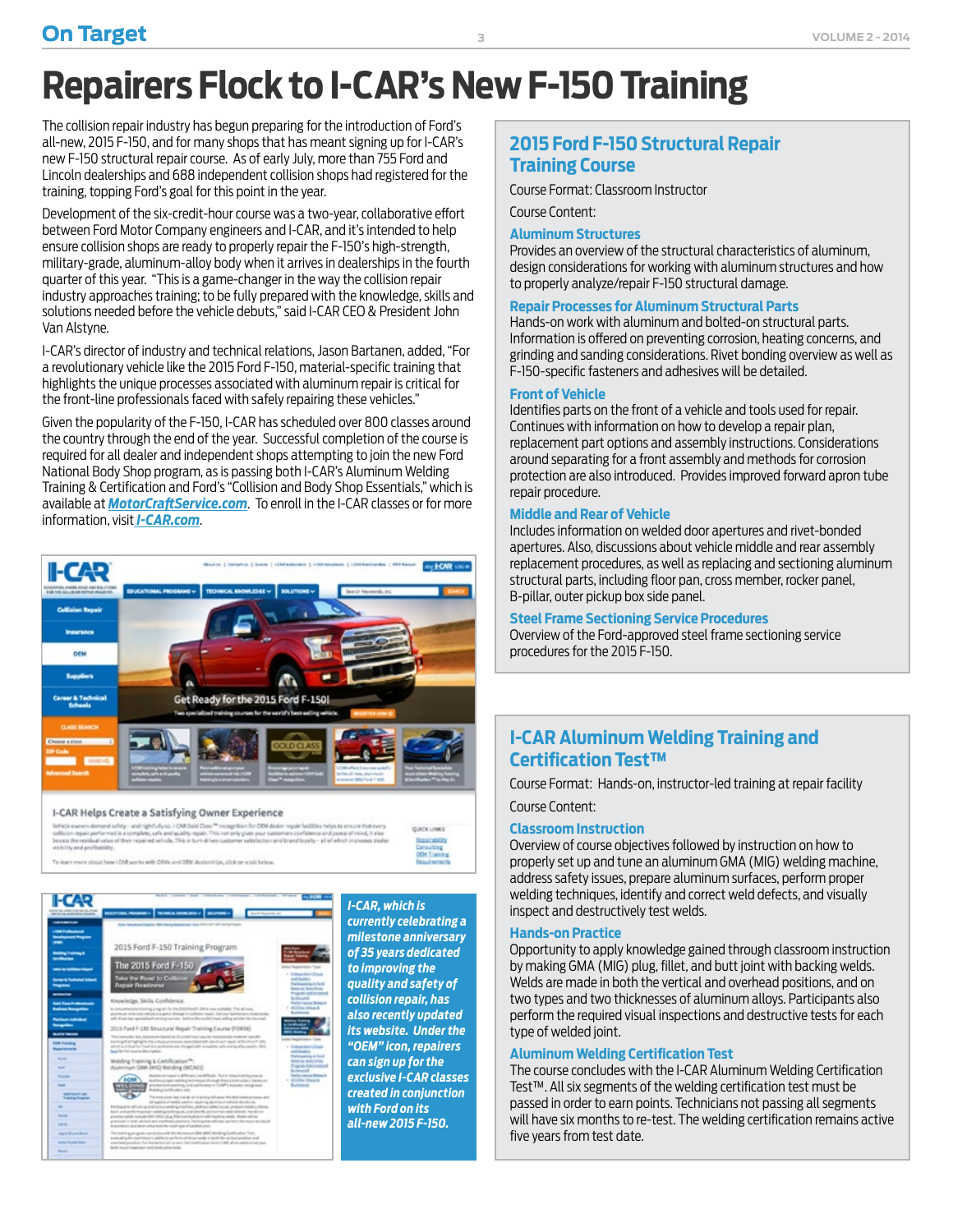# Repairers Flock to I-CAR's New F-150 Training

The collision repair industry has begun preparing for the introduction of Ford's all-new, 2015 Ford F-150, and for many shops that has meant signing up for I-CAR's new F-150 structural repair course. As of early July, more than 755 Ford and Lincoln dealerships and 688 independent collision shops had registered for the training, topping Ford's goal for this point in the year.

Development of the six-credit-hour course was a two-year, collaborative effort between Ford Motor Company engineers and I-CAR, and it's intended to help ensure collision shops are ready to properly repair the F-150's high-strength, military-grade, aluminum-alloy body when it arrives in dealerships in the fourth quarter of this year. "This is a game-changer in the way the collision repair industry approaches training; to be fully prepared with the knowledge, skills and solutions needed before the vehicle debuts," said I-CAR CEO & President John Van Alstyne.

I-CAR's director of industry and technical relations, Jason Bartanen, added, "For a revolutionary vehicle like the 2015 Ford F-150, material-specific training that highlights the unique processes associated with aluminum repair is critical for the front-line professionals faced with safely repairing these vehicles."

Given the popularity of the F-150, I-CAR has scheduled over 800 classes around the country through the end of the year. Successful completion of the course is required for all dealer and independent shops attempting to join the new Ford National Body Shop program, as is passing both I-CAR's Aluminum Welding Training & Certification and Ford's "Collision and Body Shop Essentials," which is available at **MotorCraftService.com**. To enroll in the I-CAR classes or for more information, visit **I-CAR.com**.

***I-CAR, which is currently celebrating a milestone anniversary of 35 years dedicated to improving the quality and safety of collision repair, has also recently updated its website. Under the "OEM" icon, repairers can sign up for the exclusive I-CAR classes created in conjunction with Ford on its all-new 2015 F-150.***

## 2015 Ford F-150 Structural Repair Training Course

Course Format: Classroom Instructor

Course Content:

### Aluminum Structures

Provides an overview of the structural characteristics of aluminum, design considerations for working with aluminum structures and how to properly analyze/repair F-150 structural damage.

### Repair Processes for Aluminum Structural Parts

Hands-on work with aluminum and bolted-on structural parts. Information is offered on preventing corrosion, heating concerns, and grinding and sanding considerations. Rivet bonding overview as well as F-150-specific fasteners and adhesives will be detailed.

### Front of Vehicle

Identifies parts on the front of a vehicle and tools used for repair. Continues with information on how to develop a repair plan, replacement part options and assembly instructions. Considerations around separating for a front assembly and methods for corrosion protection are also introduced. Provides improved forward apron tube repair procedure.

### Middle and Rear of Vehicle

Includes information on welded door apertures and rivet-bonded apertures. Also, discussions about vehicle middle and rear assembly replacement procedures, as well as replacing and sectioning aluminum structural parts, including floor pan, cross member, rocker panel, B-pillar, outer pickup box side panel.

### Steel Frame Sectioning Service Procedures

Overview of the Ford-approved steel frame sectioning service procedures for the 2015 F-150.

## I-CAR Aluminum Welding Training and Certification Test™

Course Format: Hands-on, instructor-led training at repair facility

Course Content:

### Classroom Instruction

Overview of course objectives followed by instruction on how to properly set up and tune an aluminum GMA (MIG) welding machine, address safety issues, prepare aluminum surfaces, perform proper welding techniques, identify and correct weld defects, and visually inspect and destructively test welds.

### Hands-on Practice

Opportunity to apply knowledge gained through classroom instruction by making GMA (MIG) plug, fillet, and butt joint with backing welds. Welds are made in both the vertical and overhead positions, and on two types and two thicknesses of aluminum alloys. Participants also perform the required visual inspections and destructive tests for each type of welded joint.

### Aluminum Welding Certification Test

The course concludes with the I-CAR Aluminum Welding Certification Test™. All six segments of the welding certification test must be passed in order to earn points. Technicians not passing all segments will have six months to re-test. The welding certification remains active five years from test date.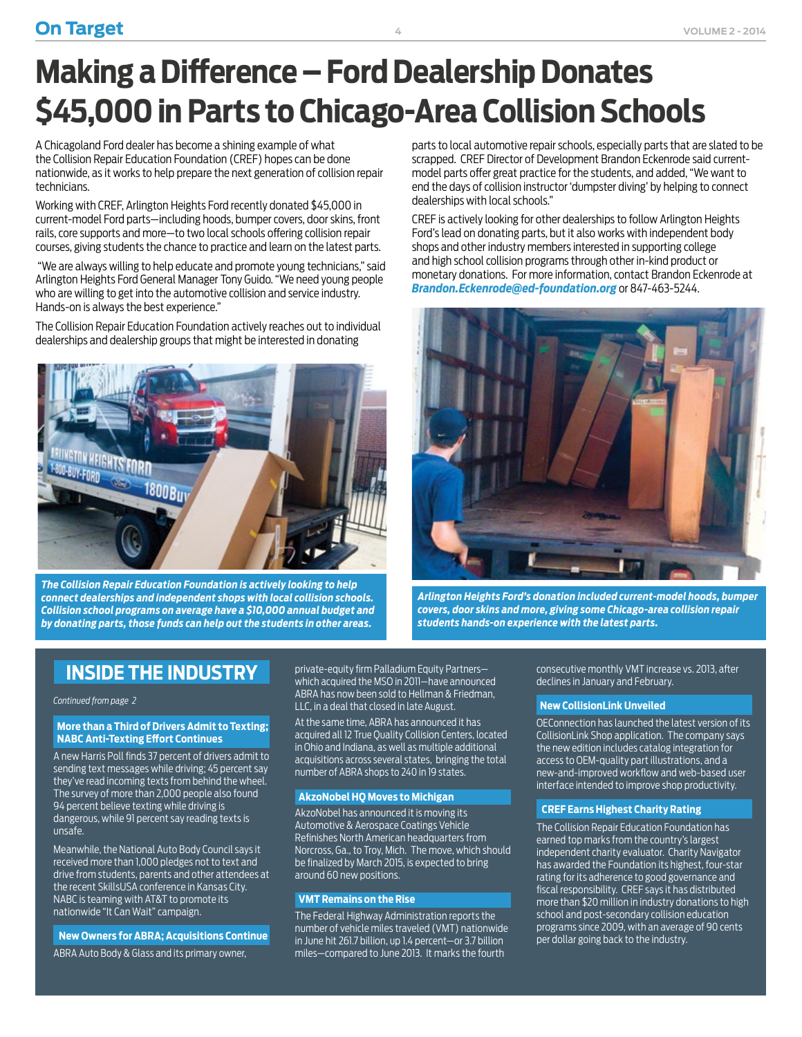# Making a Difference – Ford Dealership Donates $45,000 in Parts to Chicago-Area Collision Schools

A Chicagoland Ford dealer has become a shining example of what the Collision Repair Education Foundation (CREF) hopes can be done nationwide, as it works to help prepare the next generation of collision repair technicians.

Working with CREF, Arlington Heights Ford recently donated $45,000 in current-model Ford parts—including hoods, bumper covers, door skins, front rails, core supports and more—to two local schools offering collision repair courses, giving students the chance to practice and learn on the latest parts.

"We are always willing to help educate and promote young technicians," said Arlington Heights Ford General Manager Tony Guido. "We need young people who are willing to get into the automotive collision and service industry. Hands-on is always the best experience."

The Collision Repair Education Foundation actively reaches out to individual dealerships and dealership groups that might be interested in donating parts to local automotive repair schools, especially parts that are slated to be scrapped. CREF Director of Development Brandon Eckenrode said current-model parts offer great practice for the students, and added, "We want to end the days of collision instructor 'dumpster diving' by helping to connect dealerships with local schools."

CREF is actively looking for other dealerships to follow Arlington Heights Ford's lead on donating parts, but it also works with independent body shops and other industry members interested in supporting college and high school collision programs through other in-kind product or monetary donations. For more information, contact Brandon Eckenrode at ***Brandon.Eckenrode@ed-foundation.org*** or 847-463-5244.

***The Collision Repair Education Foundation is actively looking to help connect dealerships and independent shops with local collision schools. Collision school programs on average have a $10,000 annual budget and by donating parts, those funds can help out the students in other areas.***

***Arlington Heights Ford's donation included current-model hoods, bumper covers, door skins and more, giving some Chicago-area collision repair students hands-on experience with the latest parts.***

## INSIDE THE INDUSTRY

*Continued from page 2*

### More than a Third of Drivers Admit to Texting; NABC Anti-Texting Effort Continues

A new Harris Poll finds 37 percent of drivers admit to sending text messages while driving; 45 percent say they've read incoming texts from behind the wheel. The survey of more than 2,000 people also found 94 percent believe texting while driving is dangerous, while 91 percent say reading texts is unsafe.

Meanwhile, the National Auto Body Council says it received more than 1,000 pledges not to text and drive from students, parents and other attendees at the recent SkillsUSA conference in Kansas City. NABC is teaming with AT&T to promote its nationwide "It Can Wait" campaign.

### New Owners for ABRA; Acquisitions Continue

ABRA Auto Body & Glass and its primary owner, private-equity firm Palladium Equity Partners—which acquired the MSO in 2011—have announced ABRA has now been sold to Hellman & Friedman, LLC, in a deal that closed in late August.

At the same time, ABRA has announced it has acquired all 12 True Quality Collision Centers, located in Ohio and Indiana, as well as multiple additional acquisitions across several states, bringing the total number of ABRA shops to 240 in 19 states.

### AkzoNobel HQ Moves to Michigan

AkzoNobel has announced it is moving its Automotive & Aerospace Coatings Vehicle Refinishes North American headquarters from Norcross, Ga., to Troy, Mich. The move, which should be finalized by March 2015, is expected to bring around 60 new positions.

### VMT Remains on the Rise

The Federal Highway Administration reports the number of vehicle miles traveled (VMT) nationwide in June hit 261.7 billion, up 1.4 percent—or 3.7 billion miles—compared to June 2013. It marks the fourth consecutive monthly VMT increase vs. 2013, after declines in January and February.

### New CollisionLink Unveiled

OEConnection has launched the latest version of its CollisionLink Shop application. The company says the new edition includes catalog integration for access to OEM-quality part illustrations, and a new-and-improved workflow and web-based user interface intended to improve shop productivity.

### CREF Earns Highest Charity Rating

The Collision Repair Education Foundation has earned top marks from the country's largest independent charity evaluator. Charity Navigator has awarded the Foundation its highest, four-star rating for its adherence to good governance and fiscal responsibility. CREF says it has distributed more than $20 million in industry donations to high school and post-secondary collision education programs since 2009, with an average of 90 cents per dollar going back to the industry.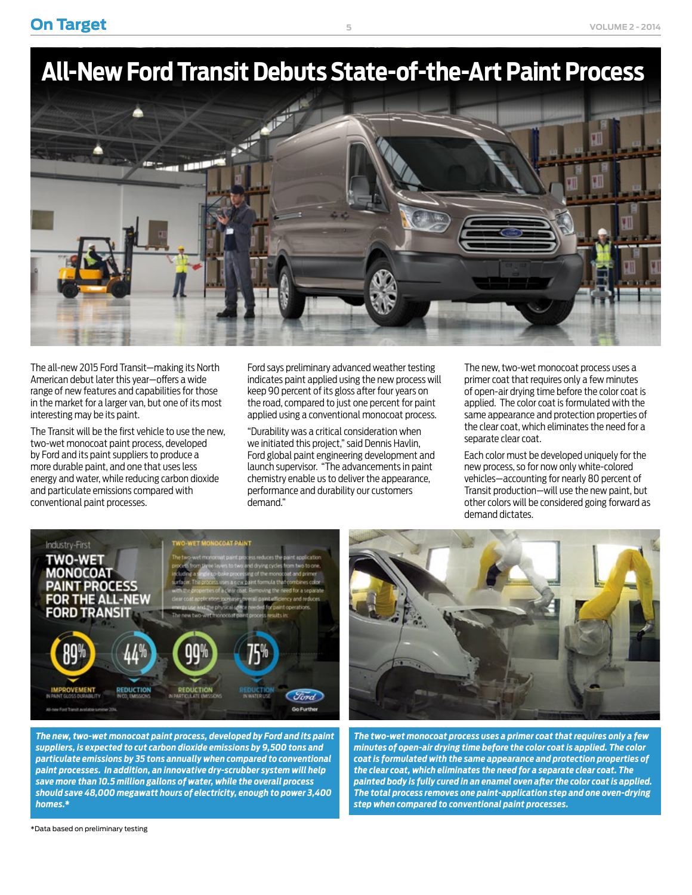# All-New Ford Transit Debuts State-of-the-Art Paint Process

The all-new 2015 Ford Transit—making its North American debut later this year—offers a wide range of new features and capabilities for those in the market for a larger van, but one of its most interesting may be its paint.

The Transit will be the first vehicle to use the new, two-wet monocoat paint process, developed by Ford and its paint suppliers to produce a more durable paint, and one that uses less energy and water, while reducing carbon dioxide and particulate emissions compared with conventional paint processes.

Ford says preliminary advanced weather testing indicates paint applied using the new process will keep 90 percent of its gloss after four years on the road, compared to just one percent for paint applied using a conventional monocoat process.

"Durability was a critical consideration when we initiated this project," said Dennis Havlin, Ford global paint engineering development and launch supervisor. "The advancements in paint chemistry enable us to deliver the appearance, performance and durability our customers demand."

The new, two-wet monocoat process uses a primer coat that requires only a few minutes of open-air drying time before the color coat is applied. The color coat is formulated with the same appearance and protection properties of the clear coat, which eliminates the need for a separate clear coat.

Each color must be developed uniquely for the new process, so for now only white-colored vehicles—accounting for nearly 80 percent of Transit production—will use the new paint, but other colors will be considered going forward as demand dictates.

***The new, two-wet monocoat paint process, developed by Ford and its paint suppliers, is expected to cut carbon dioxide emissions by 9,500 tons and particulate emissions by 35 tons annually when compared to conventional paint processes. In addition, an innovative dry-scrubber system will help save more than 10.5 million gallons of water, while the overall process should save 48,000 megawatt hours of electricity, enough to power 3,400 homes.****

***The two-wet monocoat process uses a primer coat that requires only a few minutes of open-air drying time before the color coat is applied. The color coat is formulated with the same appearance and protection properties of the clear coat, which eliminates the need for a separate clear coat. The painted body is fully cured in an enamel oven after the color coat is applied. The total process removes one paint-application step and one oven-drying step when compared to conventional paint processes.***

*Data based on preliminary testing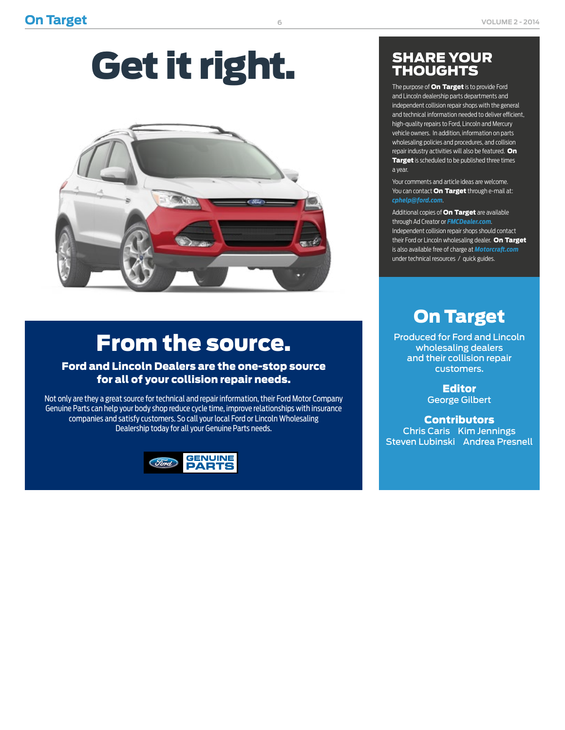# Get it right.

## From the source.

### Ford and Lincoln Dealers are the one-stop source for all of your collision repair needs.

Not only are they a great source for technical and repair information, their Ford Motor Company Genuine Parts can help your body shop reduce cycle time, improve relationships with insurance companies and satisfy customers. So call your local Ford or Lincoln Wholesaling Dealership today for all your Genuine Parts needs.

GENUINE PARTS

## SHARE YOUR THOUGHTS

The purpose of **On Target** is to provide Ford and Lincoln dealership parts departments and independent collision repair shops with the general and technical information needed to deliver efficient, high-quality repairs to Ford, Lincoln and Mercury vehicle owners. In addition, information on parts wholesaling policies and procedures, and collision repair industry activities will also be featured. **On Target** is scheduled to be published three times a year.

Your comments and article ideas are welcome. You can contact **On Target** through e-mail at: *cphelp@ford.com*.

Additional copies of **On Target** are available through Ad Creator or *FMCDealer.com*. Independent collision repair shops should contact their Ford or Lincoln wholesaling dealer. **On Target** is also available free of charge at *Motorcraft.com* under technical resources / quick guides.

## On Target

Produced for Ford and Lincoln wholesaling dealers and their collision repair customers.

**Editor**
George Gilbert

**Contributors**
Chris Caris   Kim Jennings
Steven Lubinski   Andrea Presnell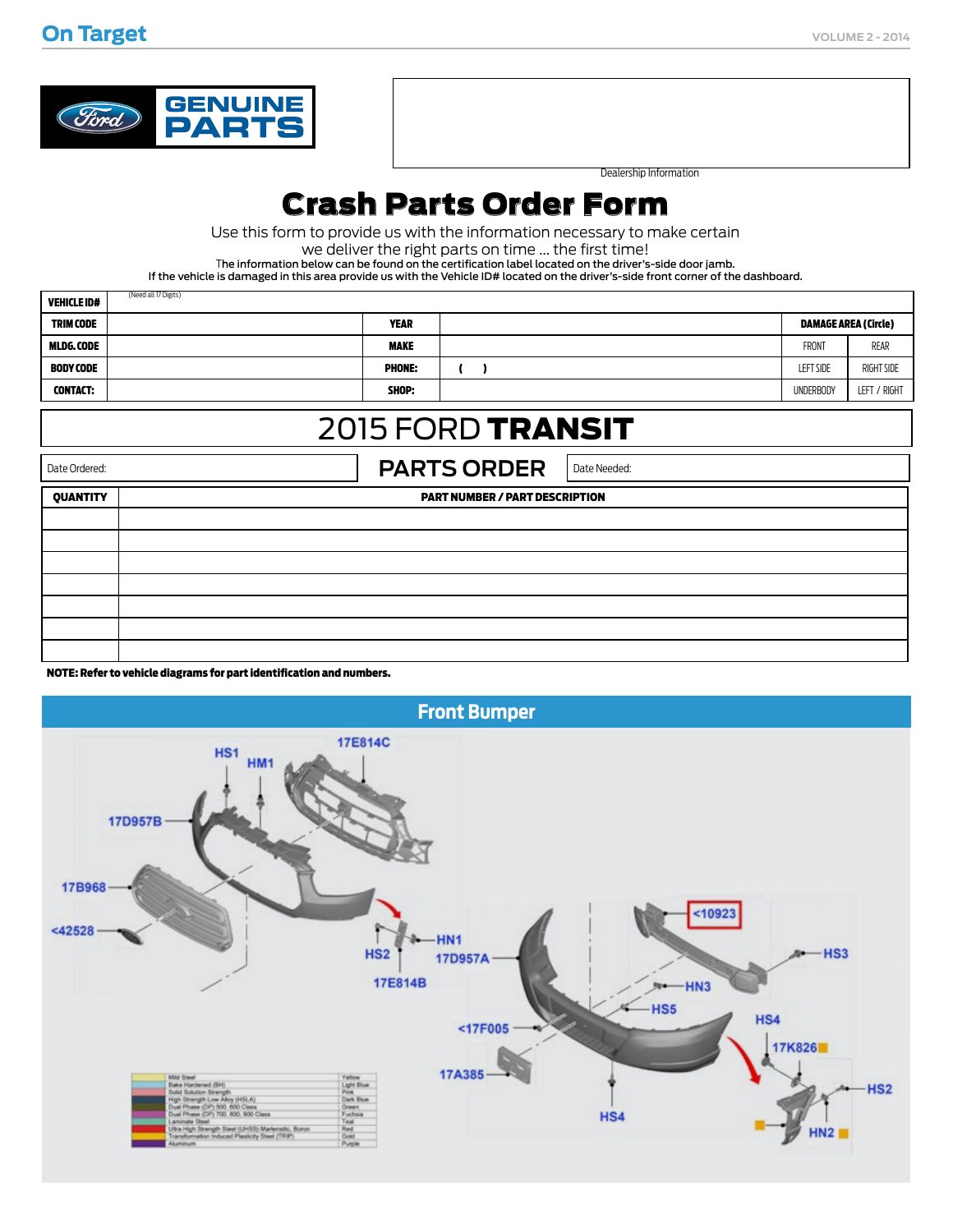GENUINE PARTS

Dealership Information

# Crash Parts Order Form

Use this form to provide us with the information necessary to make certain we deliver the right parts on time ... the first time!

The information below can be found on the certification label located on the driver's-side door jamb.
If the vehicle is damaged in this area provide us with the Vehicle ID# located on the driver's-side front corner of the dashboard.

| VEHICLE ID# | (Need all 17 Digits) | | | | |
|---|---|---|---|---|---|
| TRIM CODE | | YEAR | | DAMAGE AREA (Circle) | |
| MLDG. CODE | | MAKE | | FRONT | REAR |
| BODY CODE | | PHONE: | ( ) | LEFT SIDE | RIGHT SIDE |
| CONTACT: | | SHOP: | | UNDERBODY | LEFT / RIGHT |

## 2015 FORD **TRANSIT**

| Date Ordered: | PARTS ORDER | Date Needed: |
|---|---|---|

| QUANTITY | PART NUMBER / PART DESCRIPTION |
|---|---|
| | |
| | |
| | |
| | |
| | |
| | |
| | |

**NOTE: Refer to vehicle diagrams for part identification and numbers.**

## Front Bumper

HS1, HM1, 17E814C, 17D957B, 17B968, <42528, HS2, HN1, 17D957A, 17E814B, <10923, HS3, HN3, HS5, <17F005, HS4, 17K826, 17A385, HS4, HS2, HN2

| Material | Color |
|---|---|
| Mild Steel | Yellow |
| Bake Hardened (BH) | Light Blue |
| Solid Solution Strength | Pink |
| High Strength Low Alloy (HSLA) | Dark Blue |
| Dual Phase (DP) 500, 600 Class | Green |
| Dual Phase (DP) 700, 800, 900 Class | Fuchsia |
| Laminate Steel | Teal |
| Ultra High Strength Steel (UHSS) Martensitic, Boron | Red |
| Transformation Induced Plasticity Steel (TRIP) | Gold |
| Aluminum | Purple |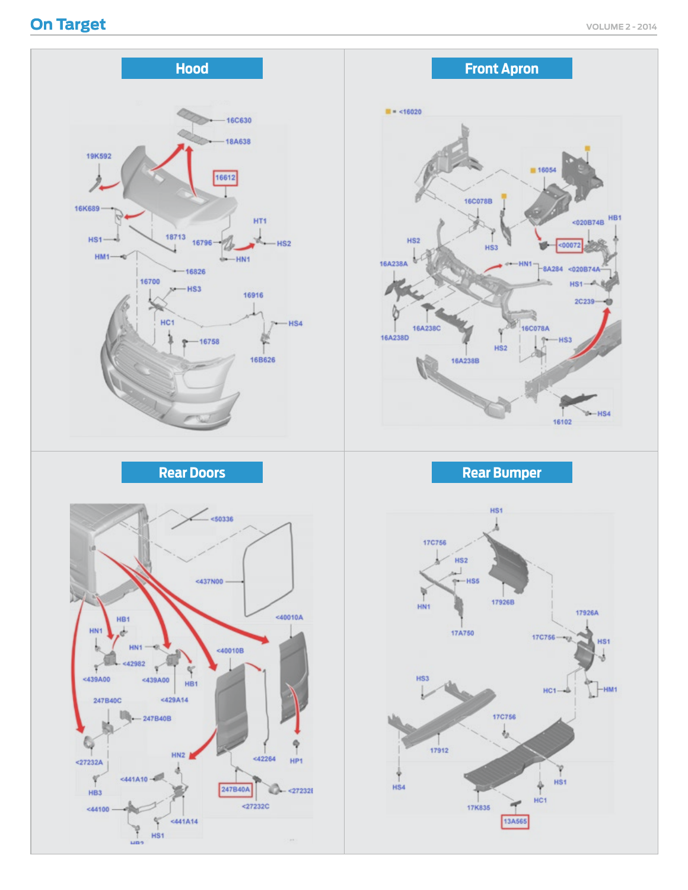## Hood

16C630
18A638
19K592
16612
16K689
HT1
HS1
18713
16796
HS2
HM1
HN1
16826
16700
HS3
16916
HC1
HS4
16758
16B626

## Front Apron

■ = <16020
16054
16C078B
<020B74B
HB1
HS2
HS3
<00072
16A238A
HN1
8A284
<020B74A
HS1
2C239
16A238C
16A238D
16C078A
HS3
HS2
16A238B
16102
HS4

## Rear Doors

<50336
<437N00
<40010A
HB1
HN1
<40010B
HN1
<42982
<439A00
<439A00
HB1
<429A14
247B40C
247B40B
HN2
<42264
HP1
<27232A
<441A10
247B40A
<27232B
HB3
<27232C
<44100
<441A14
HS1
HB2

## Rear Bumper

HS1
17C756
HS2
HS5
HN1
17926B
17A750
17926A
17C756
HS1
HS3
HC1
HM1
17C756
17912
HS4
HS1
HC1
17K835
13A565